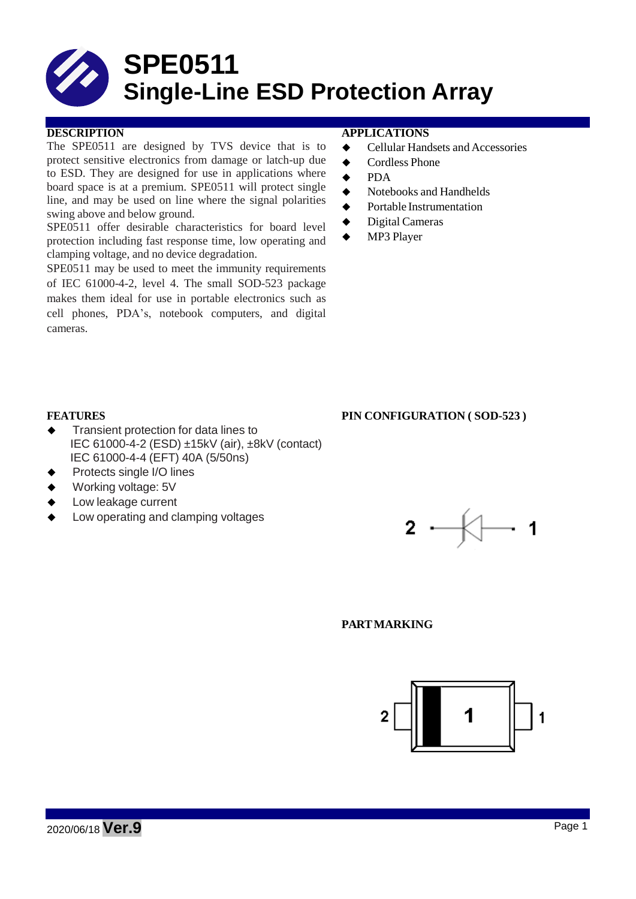# SPE0511
# Single-Line ESD Protection Array

## DESCRIPTION

The SPE0511 are designed by TVS device that is to protect sensitive electronics from damage or latch-up due to ESD. They are designed for use in applications where board space is at a premium. SPE0511 will protect single line, and may be used on line where the signal polarities swing above and below ground.

SPE0511 offer desirable characteristics for board level protection including fast response time, low operating and clamping voltage, and no device degradation.

SPE0511 may be used to meet the immunity requirements of IEC 61000-4-2, level 4. The small SOD-523 package makes them ideal for use in portable electronics such as cell phones, PDA's, notebook computers, and digital cameras.

## APPLICATIONS

- Cellular Handsets and Accessories
- Cordless Phone
- PDA
- Notebooks and Handhelds
- Portable Instrumentation
- Digital Cameras
- MP3 Player

## FEATURES

- Transient protection for data lines to
  IEC 61000-4-2 (ESD) ±15kV (air), ±8kV (contact)
  IEC 61000-4-4 (EFT) 40A (5/50ns)
- Protects single I/O lines
- Working voltage: 5V
- Low leakage current
- Low operating and clamping voltages

## PIN CONFIGURATION ( SOD-523 )

2 1

## PART MARKING

2 1 1

2020/06/18 **Ver.9**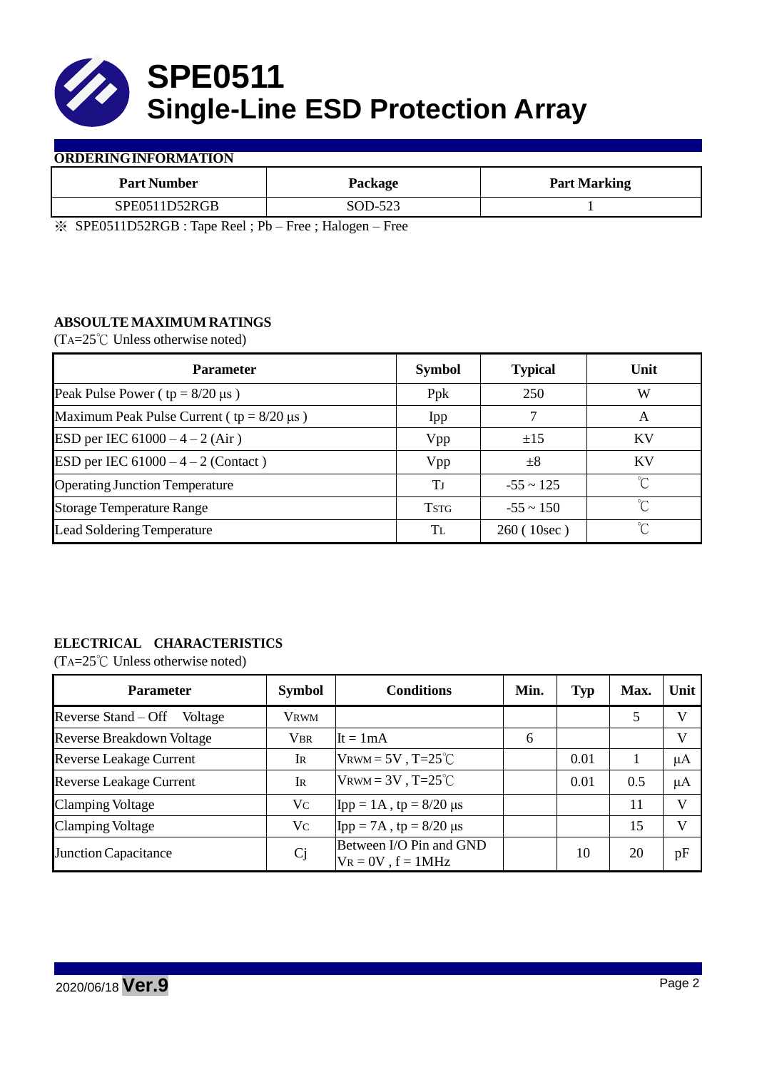# SPE0511
# Single-Line ESD Protection Array

## ORDERING INFORMATION

| Part Number | Package | Part Marking |
|---|---|---|
| SPE0511D52RGB | SOD-523 | 1 |

※ SPE0511D52RGB : Tape Reel ; Pb – Free ; Halogen – Free

## ABSOULTE MAXIMUM RATINGS

($T_A$=25℃ Unless otherwise noted)

| Parameter | Symbol | Typical | Unit |
|---|---|---|---|
| Peak Pulse Power ( tp = 8/20 μs ) | Ppk | 250 | W |
| Maximum Peak Pulse Current ( tp = 8/20 μs ) | Ipp | 7 | A |
| ESD per IEC 61000 – 4 – 2 (Air ) | Vpp | ±15 | KV |
| ESD per IEC 61000 – 4 – 2 (Contact ) | Vpp | ±8 | KV |
| Operating Junction Temperature | $T_J$ | -55 ~ 125 | ℃ |
| Storage Temperature Range | $T_{STG}$ | -55 ~ 150 | ℃ |
| Lead Soldering Temperature | $T_L$ | 260 ( 10sec ) | ℃ |

## ELECTRICAL CHARACTERISTICS

($T_A$=25℃ Unless otherwise noted)

| Parameter | Symbol | Conditions | Min. | Typ | Max. | Unit |
|---|---|---|---|---|---|---|
| Reverse Stand – Off Voltage | $V_{RWM}$ | | | | 5 | V |
| Reverse Breakdown Voltage | $V_{BR}$ | It = 1mA | 6 | | | V |
| Reverse Leakage Current | $I_R$ | $V_{RWM}$ = 5V , T=25℃ | | 0.01 | 1 | μA |
| Reverse Leakage Current | $I_R$ | $V_{RWM}$ = 3V , T=25℃ | | 0.01 | 0.5 | μA |
| Clamping Voltage | $V_C$ | Ipp = 1A , tp = 8/20 μs | | | 11 | V |
| Clamping Voltage | $V_C$ | Ipp = 7A , tp = 8/20 μs | | | 15 | V |
| Junction Capacitance | Cj | Between I/O Pin and GND $V_R$ = 0V , f = 1MHz | | 10 | 20 | pF |

2020/06/18 **Ver.9**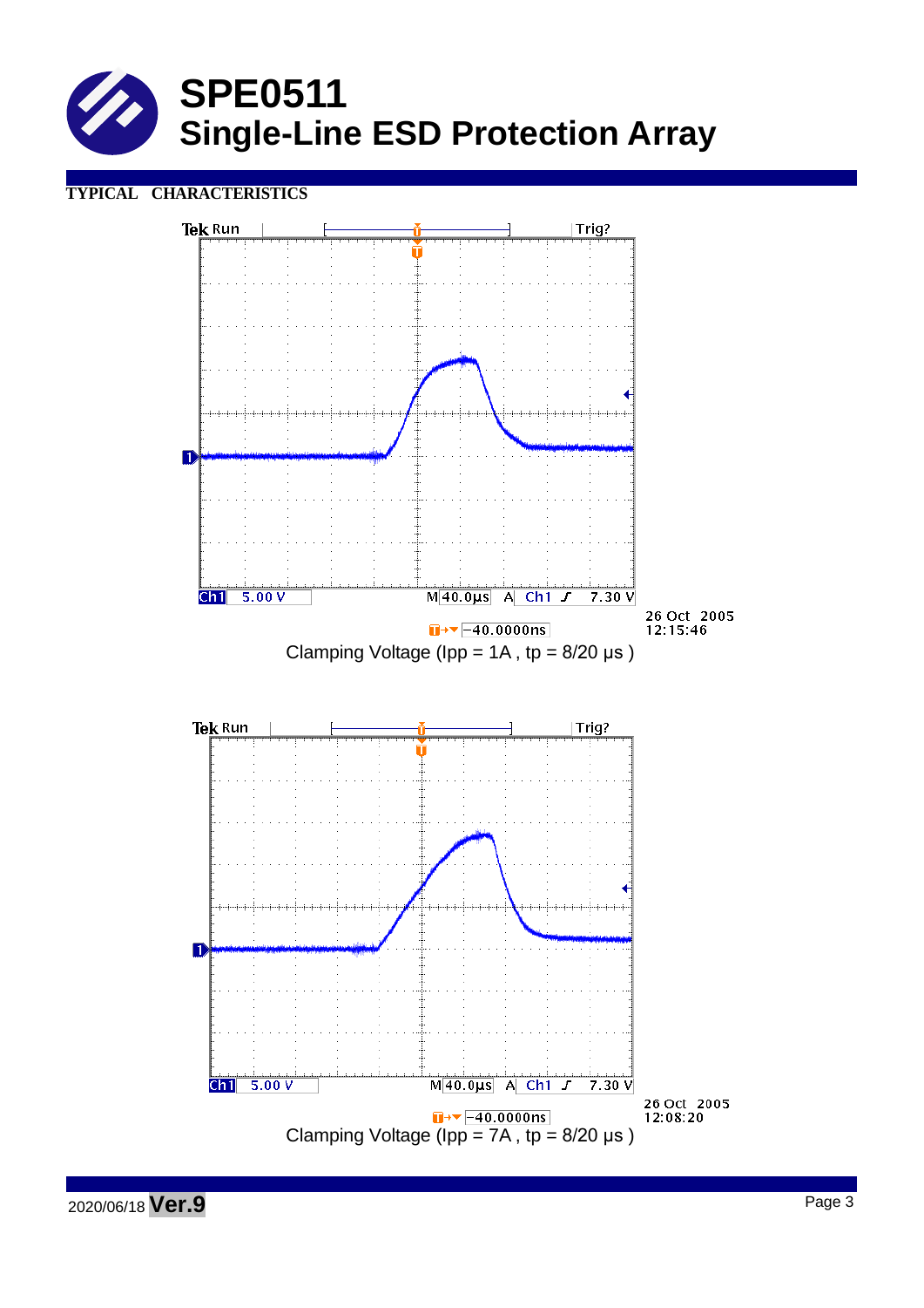# SPE0511
## Single-Line ESD Protection Array

**TYPICAL CHARACTERISTICS**

Clamping Voltage (Ipp = 1A , tp = 8/20 μs )

Clamping Voltage (Ipp = 7A , tp = 8/20 μs )

2020/06/18 **Ver.9**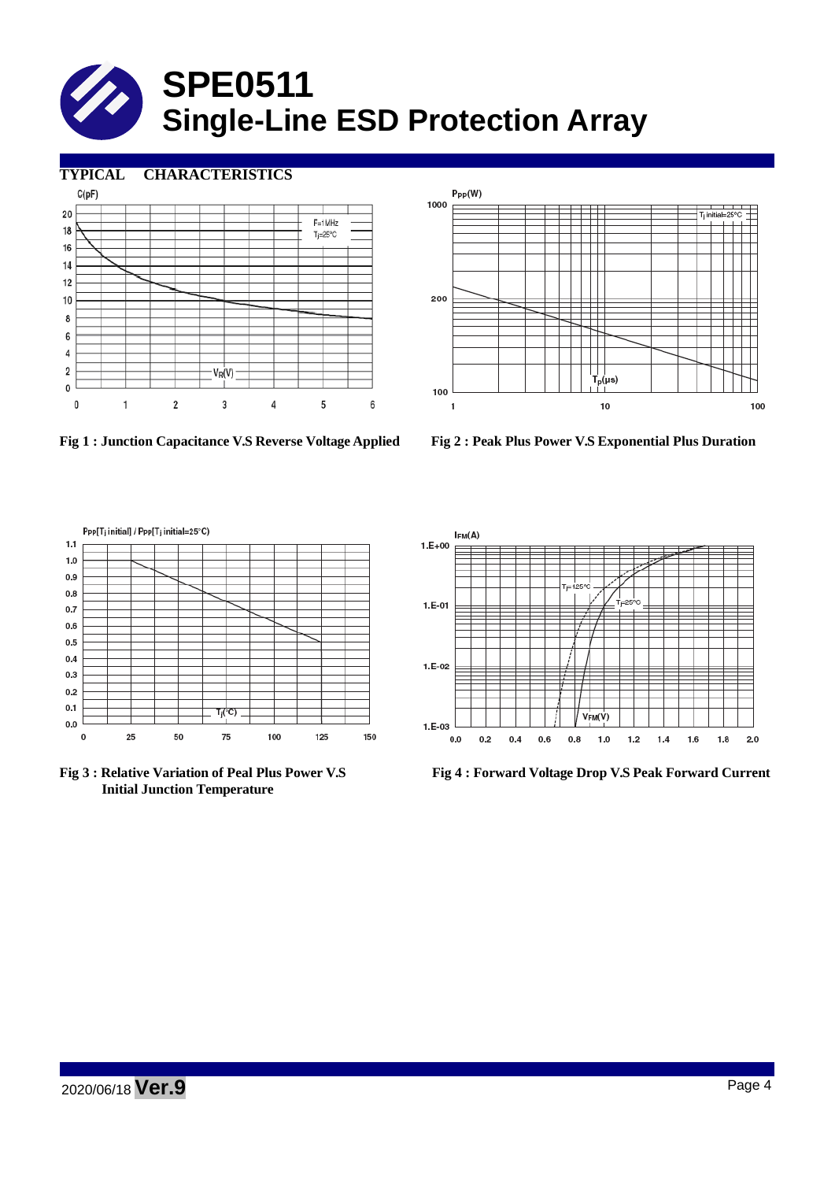## TYPICAL CHARACTERISTICS

Fig 1 : Junction Capacitance V.S Reverse Voltage Applied

Fig 2 : Peak Plus Power V.S Exponential Plus Duration

Fig 3 : Relative Variation of Peal Plus Power V.S Initial Junction Temperature

Fig 4 : Forward Voltage Drop V.S Peak Forward Current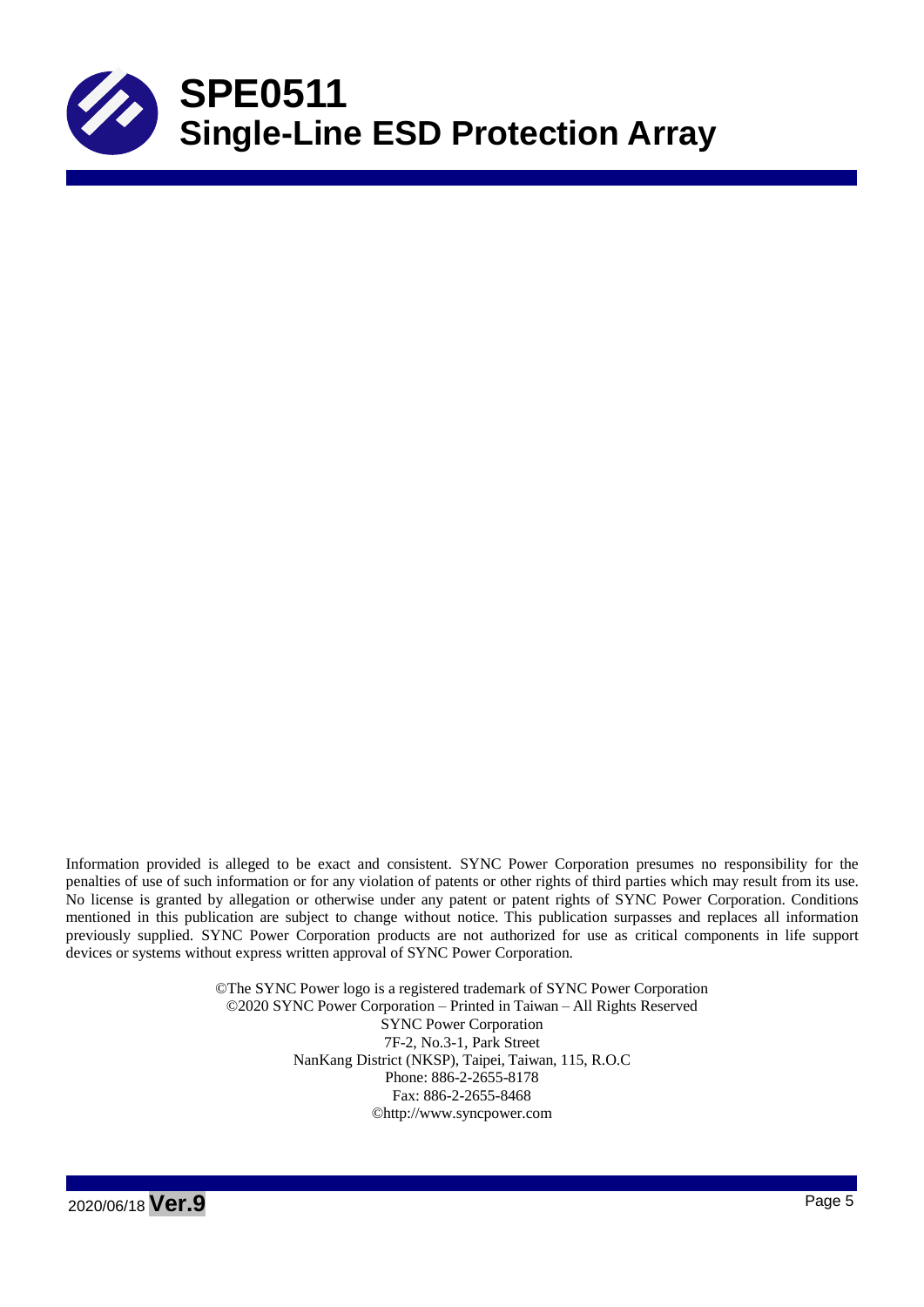Information provided is alleged to be exact and consistent. SYNC Power Corporation presumes no responsibility for the penalties of use of such information or for any violation of patents or other rights of third parties which may result from its use. No license is granted by allegation or otherwise under any patent or patent rights of SYNC Power Corporation. Conditions mentioned in this publication are subject to change without notice. This publication surpasses and replaces all information previously supplied. SYNC Power Corporation products are not authorized for use as critical components in life support devices or systems without express written approval of SYNC Power Corporation.

©The SYNC Power logo is a registered trademark of SYNC Power Corporation
©2020 SYNC Power Corporation – Printed in Taiwan – All Rights Reserved
SYNC Power Corporation
7F-2, No.3-1, Park Street
NanKang District (NKSP), Taipei, Taiwan, 115, R.O.C
Phone: 886-2-2655-8178
Fax: 886-2-2655-8468
©http://www.syncpower.com